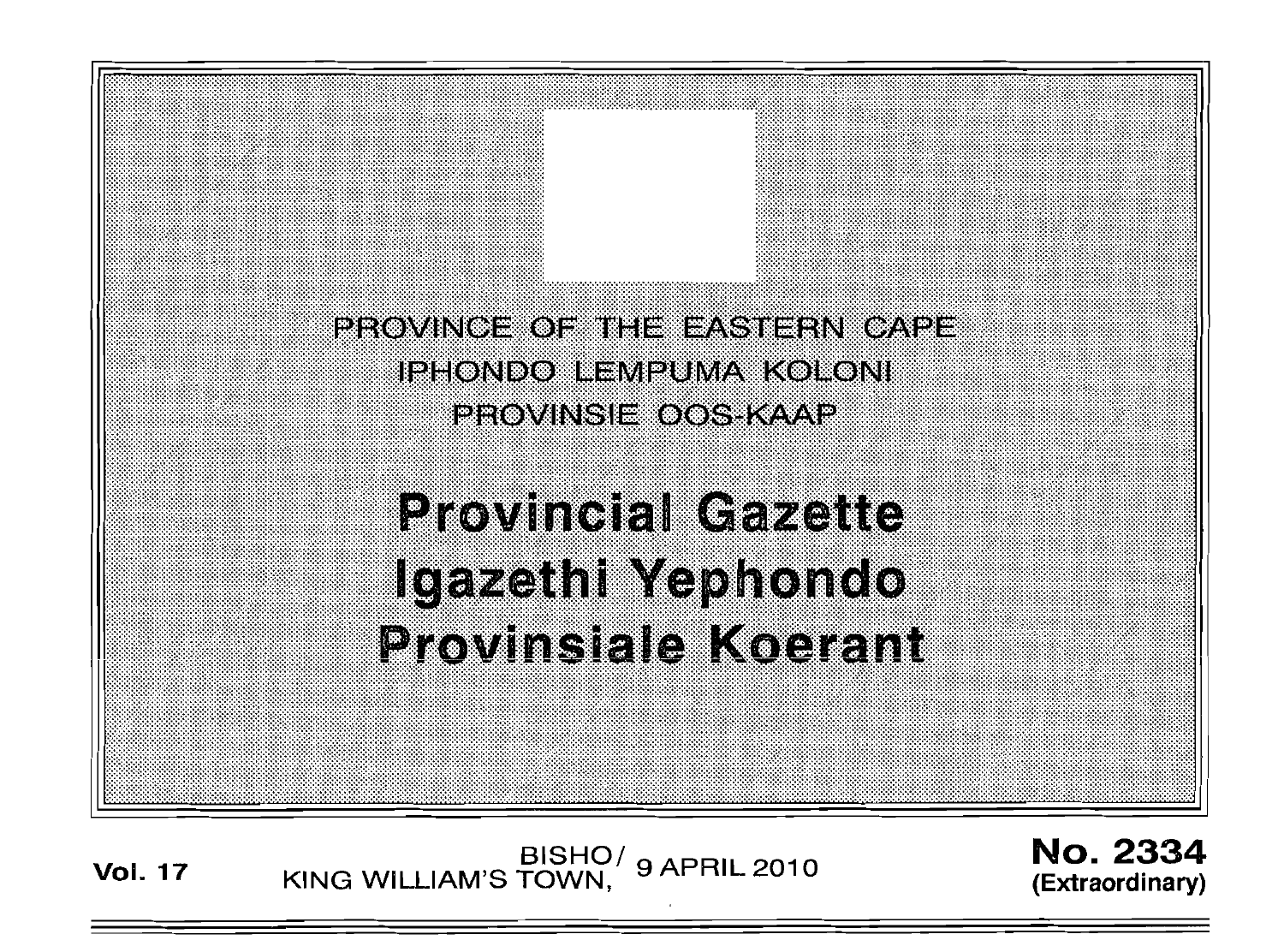PROVINCE OF THE EASTERN CAPE
IPHONDO LEMPUMA KOLONI
PROVINSIE OOS-KAAP

# Provincial Gazette
# Igazethi Yephondo
# Provinsiale Koerant

**Vol. 17** BISHO/KING WILLIAM'S TOWN, 9 APRIL 2010 **No. 2334 (Extraordinary)**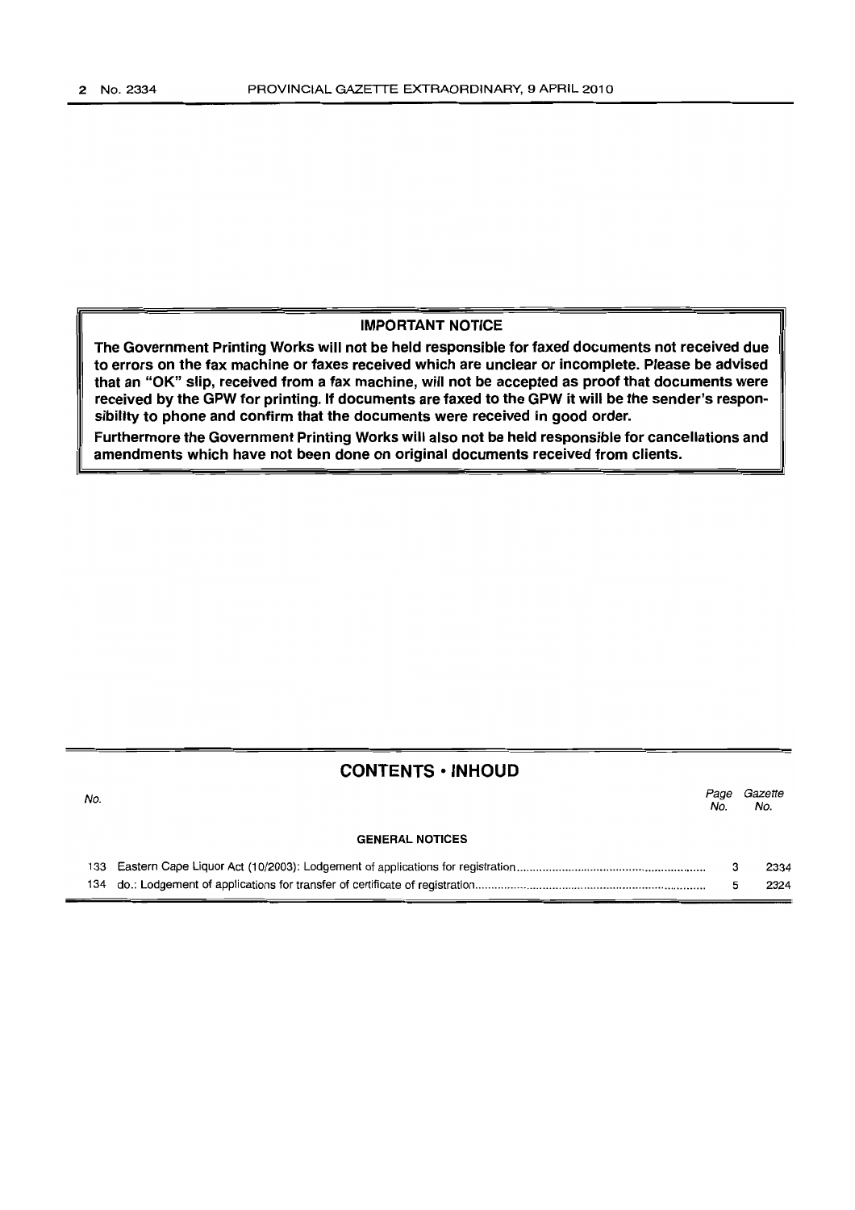**IMPORTANT NOTICE**

**The Government Printing Works will not be held responsible for faxed documents not received due to errors on the fax machine or faxes received which are unclear or incomplete. Please be advised that an "OK" slip, received from a fax machine, will not be accepted as proof that documents were received by the GPW for printing. If documents are faxed to the GPW it will be the sender's responsibility to phone and confirm that the documents were received in good order.**

**Furthermore the Government Printing Works will also not be held responsible for cancellations and amendments which have not been done on original documents received from clients.**

## CONTENTS • INHOUD

| No. | | Page No. | Gazette No. |
|---|---|---|---|
| | **GENERAL NOTICES** | | |
| 133 | Eastern Cape Liquor Act (10/2003): Lodgement of applications for registration | 3 | 2334 |
| 134 | do.: Lodgement of applications for transfer of certificate of registration | 5 | 2324 |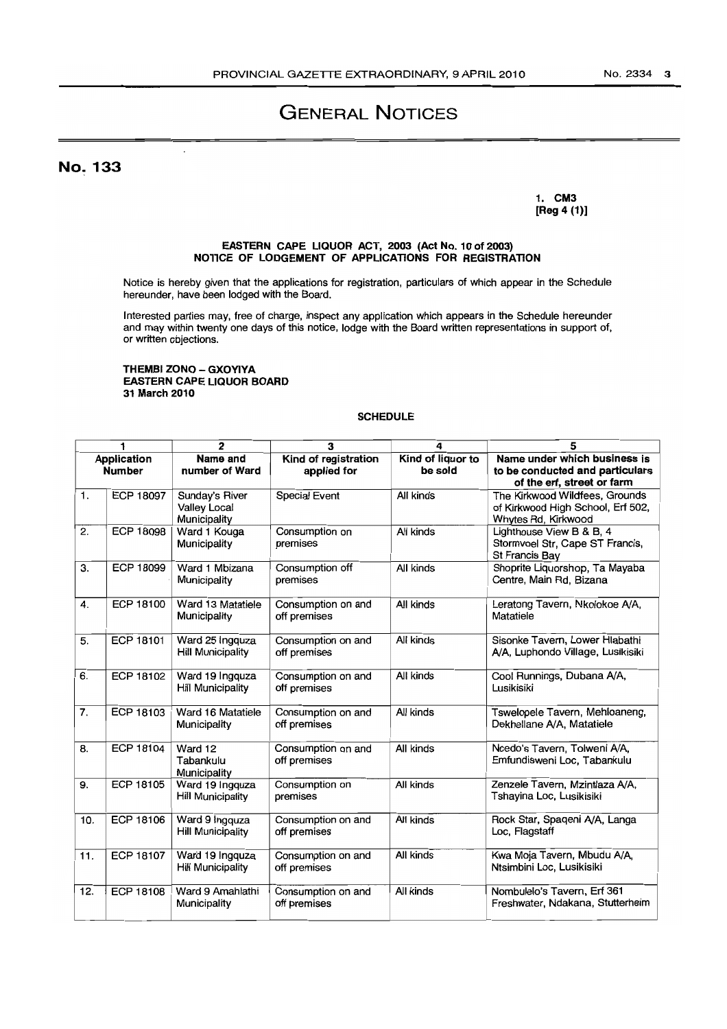# GENERAL NOTICES

## No. 133

**1. CM3**
**[Reg 4 (1)]**

**EASTERN CAPE LIQUOR ACT, 2003 (Act No. 10 of 2003)**
**NOTICE OF LODGEMENT OF APPLICATIONS FOR REGISTRATION**

Notice is hereby given that the applications for registration, particulars of which appear in the Schedule hereunder, have been lodged with the Board.

Interested parties may, free of charge, inspect any application which appears in the Schedule hereunder and may within twenty one days of this notice, lodge with the Board written representations in support of, or written objections.

**THEMBI ZONO – GXOYIYA**
**EASTERN CAPE LIQUOR BOARD**
**31 March 2010**

**SCHEDULE**

| 1 | | 2 | 3 | 4 | 5 |
|---|---|---|---|---|---|
| Application Number | | Name and number of Ward | Kind of registration applied for | Kind of liquor to be sold | Name under which business is to be conducted and particulars of the erf, street or farm |
| 1. | ECP 18097 | Sunday's River Valley Local Municipality | Special Event | All kinds | The Kirkwood Wildfees, Grounds of Kirkwood High School, Erf 502, Whytes Rd, Kirkwood |
| 2. | ECP 18098 | Ward 1 Kouga Municipality | Consumption on premises | All kinds | Lighthouse View B & B, 4 Stormvoel Str, Cape ST Francis, St Francis Bay |
| 3. | ECP 18099 | Ward 1 Mbizana Municipality | Consumption off premises | All kinds | Shoprite Liquorshop, Ta Mayaba Centre, Main Rd, Bizana |
| 4. | ECP 18100 | Ward 13 Matatiele Municipality | Consumption on and off premises | All kinds | Leratong Tavern, Nkolokoe A/A, Matatiele |
| 5. | ECP 18101 | Ward 25 Ingquza Hill Municipality | Consumption on and off premises | All kinds | Sisonke Tavern, Lower Hlabathi A/A, Luphondo Village, Lusikisiki |
| 6. | ECP 18102 | Ward 19 Ingquza Hill Municipality | Consumption on and off premises | All kinds | Cool Runnings, Dubana A/A, Lusikisiki |
| 7. | ECP 18103 | Ward 16 Matatiele Municipality | Consumption on and off premises | All kinds | Tswelopele Tavern, Mehloaneng, Dekhellane A/A, Matatiele |
| 8. | ECP 18104 | Ward 12 Tabankulu Municipality | Consumption on and off premises | All kinds | Ncedo's Tavern, Tolweni A/A, Emfundisweni Loc, Tabankulu |
| 9. | ECP 18105 | Ward 19 Ingquza Hill Municipality | Consumption on premises | All kinds | Zenzele Tavern, Mzintlaza A/A, Tshayina Loc, Lusikisiki |
| 10. | ECP 18106 | Ward 9 Ingquza Hill Municipality | Consumption on and off premises | All kinds | Rock Star, Spaqeni A/A, Langa Loc, Flagstaff |
| 11. | ECP 18107 | Ward 19 Ingquza Hill Municipality | Consumption on and off premises | All kinds | Kwa Moja Tavern, Mbudu A/A, Ntsimbini Loc, Lusikisiki |
| 12. | ECP 18108 | Ward 9 Amahlathi Municipality | Consumption on and off premises | All kinds | Nombulelo's Tavern, Erf 361 Freshwater, Ndakana, Stutterheim |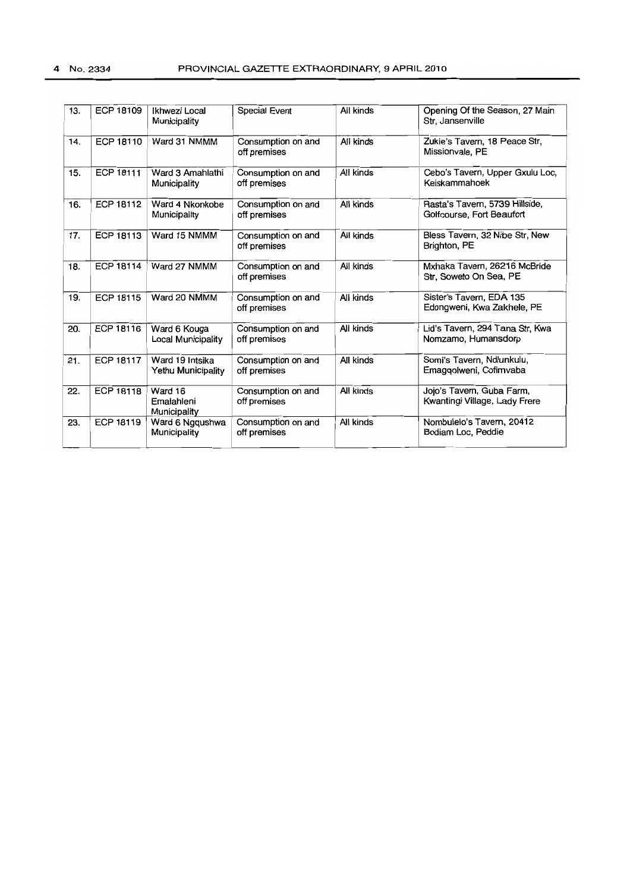| 13. | ECP 18109 | Ikhwezi Local Municipality | Special Event | All kinds | Opening Of the Season, 27 Main Str, Jansenville |
|---|---|---|---|---|---|
| 14. | ECP 18110 | Ward 31 NMMM | Consumption on and off premises | All kinds | Zukie's Tavern, 18 Peace Str, Missionvale, PE |
| 15. | ECP 18111 | Ward 3 Amahlathi Municipality | Consumption on and off premises | All kinds | Cebo's Tavern, Upper Gxulu Loc, Keiskammahoek |
| 16. | ECP 18112 | Ward 4 Nkonkobe Municipality | Consumption on and off premises | All kinds | Rasta's Tavern, 5739 Hillside, Golfcourse, Fort Beaufort |
| 17. | ECP 18113 | Ward 15 NMMM | Consumption on and off premises | All kinds | Bless Tavern, 32 Nibe Str, New Brighton, PE |
| 18. | ECP 18114 | Ward 27 NMMM | Consumption on and off premises | All kinds | Mxhaka Tavern, 26216 McBride Str, Soweto On Sea, PE |
| 19. | ECP 18115 | Ward 20 NMMM | Consumption on and off premises | All kinds | Sister's Tavern, EDA 135 Edongweni, Kwa Zakhele, PE |
| 20. | ECP 18116 | Ward 6 Kouga Local Municipality | Consumption on and off premises | All kinds | Lid's Tavern, 294 Tana Str, Kwa Nomzamo, Humansdorp |
| 21. | ECP 18117 | Ward 19 Intsika Yethu Municipality | Consumption on and off premises | All kinds | Somi's Tavern, Ndlunkulu, Emagqolweni, Cofimvaba |
| 22. | ECP 18118 | Ward 16 Emalahleni Municipality | Consumption on and off premises | All kinds | Jojo's Tavern, Guba Farm, Kwantingi Village, Lady Frere |
| 23. | ECP 18119 | Ward 6 Ngqushwa Municipality | Consumption on and off premises | All kinds | Nombulelo's Tavern, 20412 Bodiam Loc, Peddie |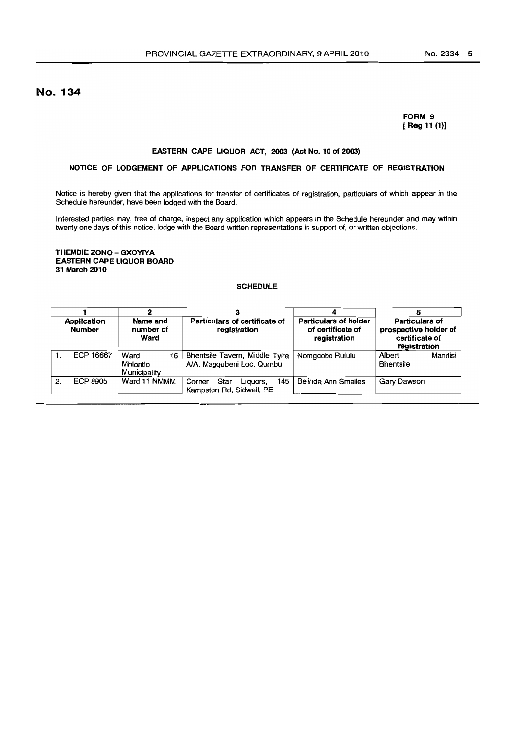# No. 134

**FORM 9**
**[ Reg 11 (1)]**

**EASTERN CAPE LIQUOR ACT, 2003 (Act No. 10 of 2003)**

**NOTICE OF LODGEMENT OF APPLICATIONS FOR TRANSFER OF CERTIFICATE OF REGISTRATION**

Notice is hereby given that the applications for transfer of certificates of registration, particulars of which appear in the Schedule hereunder, have been lodged with the Board.

Interested parties may, free of charge, inspect any application which appears in the Schedule hereunder and may within twenty one days of this notice, lodge with the Board written representations in support of, or written objections.

**THEMBIE ZONO – GXOYIYA**
**EASTERN CAPE LIQUOR BOARD**
**31 March 2010**

**SCHEDULE**

| 1 | | 2 | 3 | 4 | 5 |
|---|---|---|---|---|---|
| **Application Number** | | **Name and number of Ward** | **Particulars of certificate of registration** | **Particulars of holder of certificate of registration** | **Particulars of prospective holder of certificate of registration** |
| 1. | ECP 16667 | Ward 16 Mhlontlo Municipality | Bhentsile Tavern, Middle Tyira A/A, Magqubeni Loc, Qumbu | Nomgcobo Rululu | Albert Mandisi Bhentsile |
| 2. | ECP 8905 | Ward 11 NMMM | Corner Star Liquors, 145 Kampston Rd, Sidwell, PE | Belinda Ann Smailes | Gary Dawson |